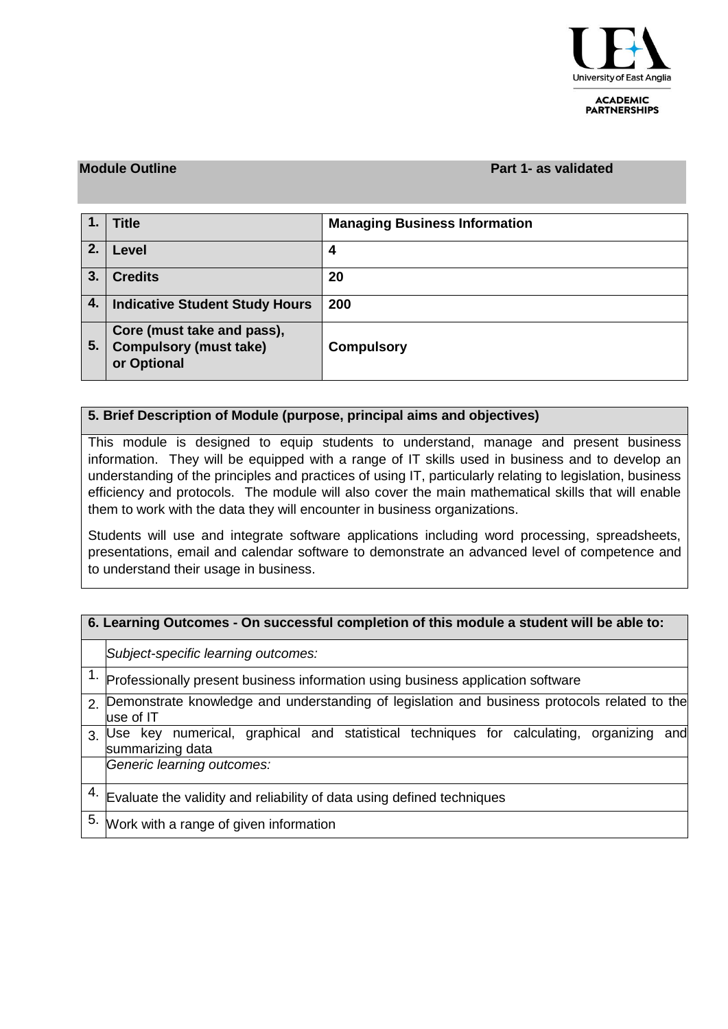University of East Anglia

ACADEMIC PARTNERSHIPS

**Module Outline** **Part 1- as validated**

| 1. | **Title** | **Managing Business Information** |
|---|---|---|
| 2. | **Level** | **4** |
| 3. | **Credits** | **20** |
| 4. | **Indicative Student Study Hours** | **200** |
| 5. | **Core (must take and pass), Compulsory (must take) or Optional** | **Compulsory** |

**5. Brief Description of Module (purpose, principal aims and objectives)**

This module is designed to equip students to understand, manage and present business information. They will be equipped with a range of IT skills used in business and to develop an understanding of the principles and practices of using IT, particularly relating to legislation, business efficiency and protocols. The module will also cover the main mathematical skills that will enable them to work with the data they will encounter in business organizations.

Students will use and integrate software applications including word processing, spreadsheets, presentations, email and calendar software to demonstrate an advanced level of competence and to understand their usage in business.

| **6. Learning Outcomes - On successful completion of this module a student will be able to:** | |
|---|---|
| | *Subject-specific learning outcomes:* |
| 1. | Professionally present business information using business application software |
| 2. | Demonstrate knowledge and understanding of legislation and business protocols related to the use of IT |
| 3. | Use key numerical, graphical and statistical techniques for calculating, organizing and summarizing data |
| | *Generic learning outcomes:* |
| 4. | Evaluate the validity and reliability of data using defined techniques |
| 5. | Work with a range of given information |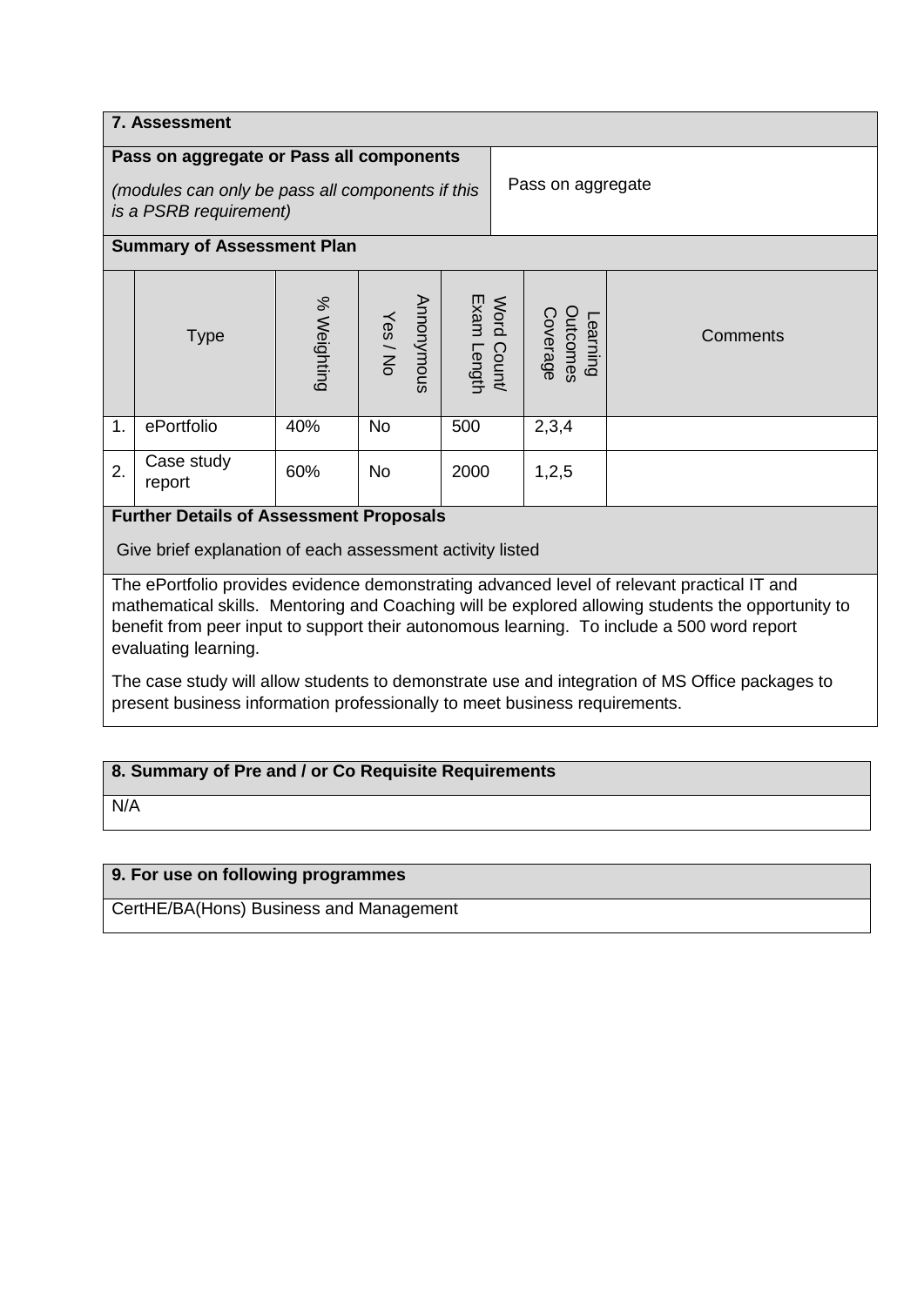## 7. Assessment

| **Pass on aggregate or Pass all components** *(modules can only be pass all components if this is a PSRB requirement)* | Pass on aggregate |
|---|---|

**Summary of Assessment Plan**

| | Type | % Weighting | Annonymous Yes / No | Word Count/ Exam Length | Learning Outcomes Coverage | Comments |
|---|---|---|---|---|---|---|
| 1. | ePortfolio | 40% | No | 500 | 2,3,4 | |
| 2. | Case study report | 60% | No | 2000 | 1,2,5 | |

**Further Details of Assessment Proposals**

Give brief explanation of each assessment activity listed

The ePortfolio provides evidence demonstrating advanced level of relevant practical IT and mathematical skills. Mentoring and Coaching will be explored allowing students the opportunity to benefit from peer input to support their autonomous learning. To include a 500 word report evaluating learning.

The case study will allow students to demonstrate use and integration of MS Office packages to present business information professionally to meet business requirements.

## 8. Summary of Pre and / or Co Requisite Requirements

N/A

## 9. For use on following programmes

CertHE/BA(Hons) Business and Management